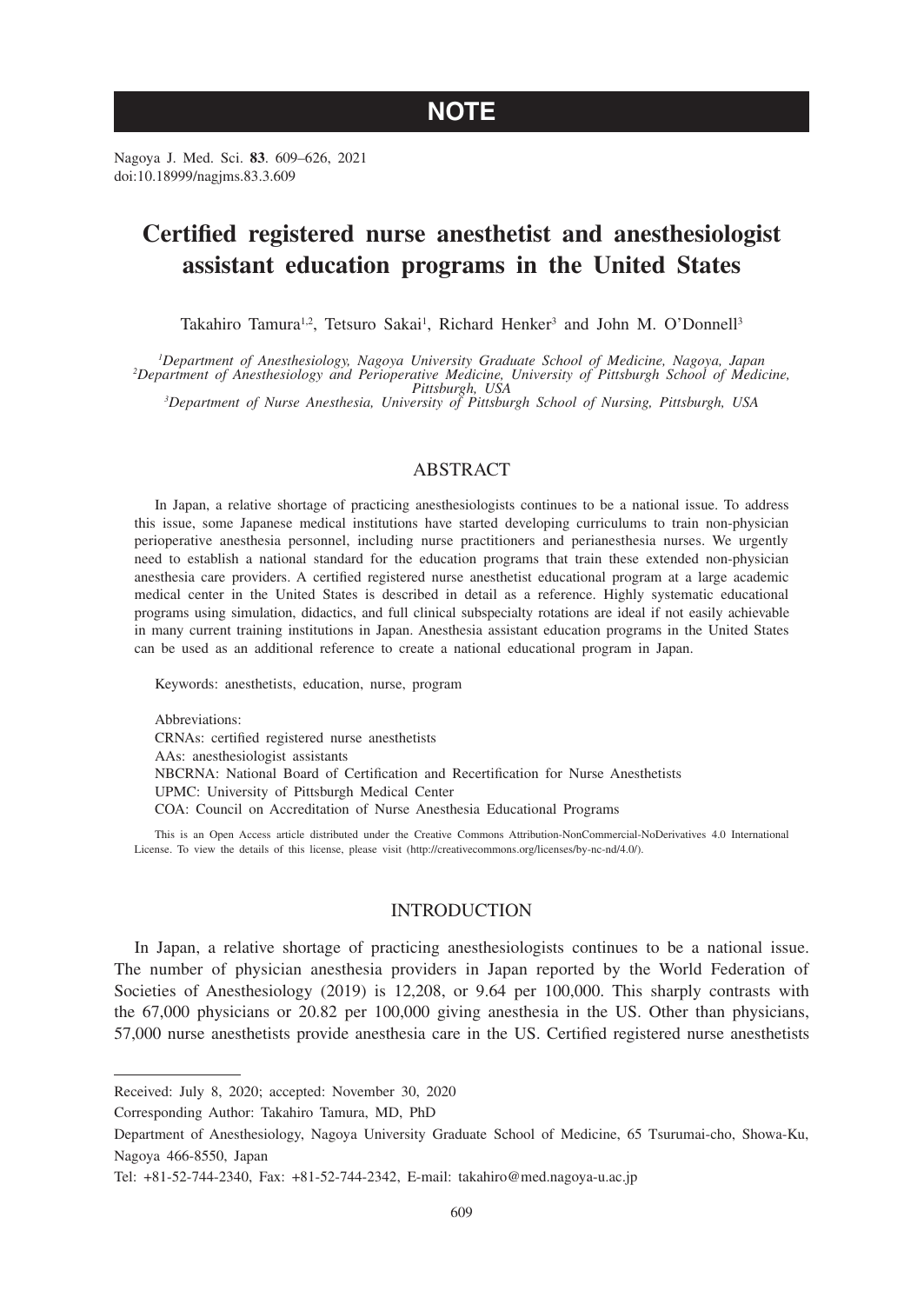NOTE

Nagoya J. Med. Sci. **83**. 609–626, 2021
doi:10.18999/nagjms.83.3.609

# Certified registered nurse anesthetist and anesthesiologist assistant education programs in the United States

Takahiro Tamura[1,2], Tetsuro Sakai[1], Richard Henker[3] and John M. O'Donnell[3]

[1]*Department of Anesthesiology, Nagoya University Graduate School of Medicine, Nagoya, Japan*
[2]*Department of Anesthesiology and Perioperative Medicine, University of Pittsburgh School of Medicine, Pittsburgh, USA*
[3]*Department of Nurse Anesthesia, University of Pittsburgh School of Nursing, Pittsburgh, USA*

## ABSTRACT

In Japan, a relative shortage of practicing anesthesiologists continues to be a national issue. To address this issue, some Japanese medical institutions have started developing curriculums to train non-physician perioperative anesthesia personnel, including nurse practitioners and perianesthesia nurses. We urgently need to establish a national standard for the education programs that train these extended non-physician anesthesia care providers. A certified registered nurse anesthetist educational program at a large academic medical center in the United States is described in detail as a reference. Highly systematic educational programs using simulation, didactics, and full clinical subspecialty rotations are ideal if not easily achievable in many current training institutions in Japan. Anesthesia assistant education programs in the United States can be used as an additional reference to create a national educational program in Japan.

Keywords: anesthetists, education, nurse, program

Abbreviations:
CRNAs: certified registered nurse anesthetists
AAs: anesthesiologist assistants
NBCRNA: National Board of Certification and Recertification for Nurse Anesthetists
UPMC: University of Pittsburgh Medical Center
COA: Council on Accreditation of Nurse Anesthesia Educational Programs

This is an Open Access article distributed under the Creative Commons Attribution-NonCommercial-NoDerivatives 4.0 International License. To view the details of this license, please visit (http://creativecommons.org/licenses/by-nc-nd/4.0/).

## INTRODUCTION

In Japan, a relative shortage of practicing anesthesiologists continues to be a national issue. The number of physician anesthesia providers in Japan reported by the World Federation of Societies of Anesthesiology (2019) is 12,208, or 9.64 per 100,000. This sharply contrasts with the 67,000 physicians or 20.82 per 100,000 giving anesthesia in the US. Other than physicians, 57,000 nurse anesthetists provide anesthesia care in the US. Certified registered nurse anesthetists

---

Received: July 8, 2020; accepted: November 30, 2020

Corresponding Author: Takahiro Tamura, MD, PhD

Department of Anesthesiology, Nagoya University Graduate School of Medicine, 65 Tsurumai-cho, Showa-Ku, Nagoya 466-8550, Japan

Tel: +81-52-744-2340, Fax: +81-52-744-2342, E-mail: takahiro@med.nagoya-u.ac.jp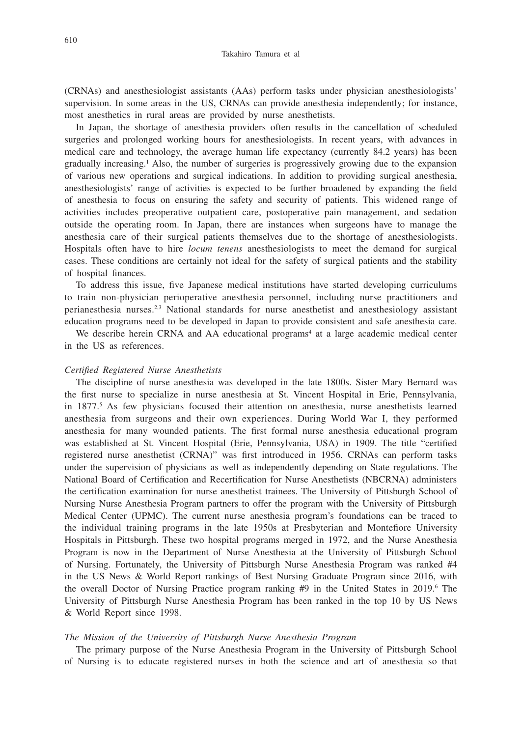(CRNAs) and anesthesiologist assistants (AAs) perform tasks under physician anesthesiologists' supervision. In some areas in the US, CRNAs can provide anesthesia independently; for instance, most anesthetics in rural areas are provided by nurse anesthetists.

In Japan, the shortage of anesthesia providers often results in the cancellation of scheduled surgeries and prolonged working hours for anesthesiologists. In recent years, with advances in medical care and technology, the average human life expectancy (currently 84.2 years) has been gradually increasing.[1] Also, the number of surgeries is progressively growing due to the expansion of various new operations and surgical indications. In addition to providing surgical anesthesia, anesthesiologists' range of activities is expected to be further broadened by expanding the field of anesthesia to focus on ensuring the safety and security of patients. This widened range of activities includes preoperative outpatient care, postoperative pain management, and sedation outside the operating room. In Japan, there are instances when surgeons have to manage the anesthesia care of their surgical patients themselves due to the shortage of anesthesiologists. Hospitals often have to hire *locum tenens* anesthesiologists to meet the demand for surgical cases. These conditions are certainly not ideal for the safety of surgical patients and the stability of hospital finances.

To address this issue, five Japanese medical institutions have started developing curriculums to train non-physician perioperative anesthesia personnel, including nurse practitioners and perianesthesia nurses.[2,3] National standards for nurse anesthetist and anesthesiology assistant education programs need to be developed in Japan to provide consistent and safe anesthesia care.

We describe herein CRNA and AA educational programs[4] at a large academic medical center in the US as references.

*Certified Registered Nurse Anesthetists*

The discipline of nurse anesthesia was developed in the late 1800s. Sister Mary Bernard was the first nurse to specialize in nurse anesthesia at St. Vincent Hospital in Erie, Pennsylvania, in 1877.[5] As few physicians focused their attention on anesthesia, nurse anesthetists learned anesthesia from surgeons and their own experiences. During World War I, they performed anesthesia for many wounded patients. The first formal nurse anesthesia educational program was established at St. Vincent Hospital (Erie, Pennsylvania, USA) in 1909. The title "certified registered nurse anesthetist (CRNA)" was first introduced in 1956. CRNAs can perform tasks under the supervision of physicians as well as independently depending on State regulations. The National Board of Certification and Recertification for Nurse Anesthetists (NBCRNA) administers the certification examination for nurse anesthetist trainees. The University of Pittsburgh School of Nursing Nurse Anesthesia Program partners to offer the program with the University of Pittsburgh Medical Center (UPMC). The current nurse anesthesia program's foundations can be traced to the individual training programs in the late 1950s at Presbyterian and Montefiore University Hospitals in Pittsburgh. These two hospital programs merged in 1972, and the Nurse Anesthesia Program is now in the Department of Nurse Anesthesia at the University of Pittsburgh School of Nursing. Fortunately, the University of Pittsburgh Nurse Anesthesia Program was ranked #4 in the US News & World Report rankings of Best Nursing Graduate Program since 2016, with the overall Doctor of Nursing Practice program ranking #9 in the United States in 2019.[6] The University of Pittsburgh Nurse Anesthesia Program has been ranked in the top 10 by US News & World Report since 1998.

*The Mission of the University of Pittsburgh Nurse Anesthesia Program*

The primary purpose of the Nurse Anesthesia Program in the University of Pittsburgh School of Nursing is to educate registered nurses in both the science and art of anesthesia so that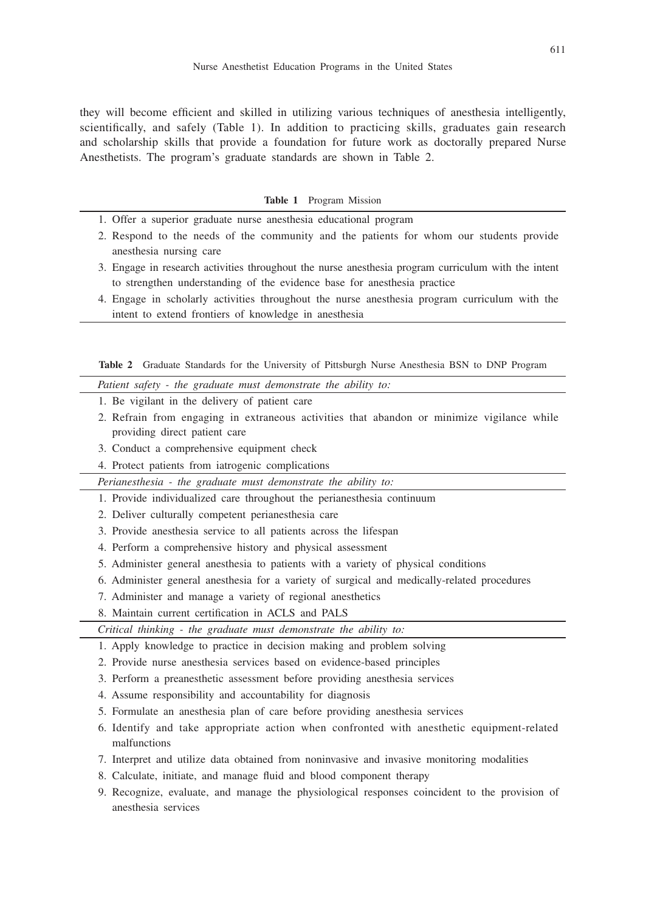they will become efficient and skilled in utilizing various techniques of anesthesia intelligently, scientifically, and safely (Table 1). In addition to practicing skills, graduates gain research and scholarship skills that provide a foundation for future work as doctorally prepared Nurse Anesthetists. The program's graduate standards are shown in Table 2.

**Table 1** Program Mission

| |
|---|
| 1. Offer a superior graduate nurse anesthesia educational program |
| 2. Respond to the needs of the community and the patients for whom our students provide anesthesia nursing care |
| 3. Engage in research activities throughout the nurse anesthesia program curriculum with the intent to strengthen understanding of the evidence base for anesthesia practice |
| 4. Engage in scholarly activities throughout the nurse anesthesia program curriculum with the intent to extend frontiers of knowledge in anesthesia |

**Table 2** Graduate Standards for the University of Pittsburgh Nurse Anesthesia BSN to DNP Program

| *Patient safety - the graduate must demonstrate the ability to:* |
|---|
| 1. Be vigilant in the delivery of patient care |
| 2. Refrain from engaging in extraneous activities that abandon or minimize vigilance while providing direct patient care |
| 3. Conduct a comprehensive equipment check |
| 4. Protect patients from iatrogenic complications |
| *Perianesthesia - the graduate must demonstrate the ability to:* |
| 1. Provide individualized care throughout the perianesthesia continuum |
| 2. Deliver culturally competent perianesthesia care |
| 3. Provide anesthesia service to all patients across the lifespan |
| 4. Perform a comprehensive history and physical assessment |
| 5. Administer general anesthesia to patients with a variety of physical conditions |
| 6. Administer general anesthesia for a variety of surgical and medically-related procedures |
| 7. Administer and manage a variety of regional anesthetics |
| 8. Maintain current certification in ACLS and PALS |
| *Critical thinking - the graduate must demonstrate the ability to:* |
| 1. Apply knowledge to practice in decision making and problem solving |
| 2. Provide nurse anesthesia services based on evidence-based principles |
| 3. Perform a preanesthetic assessment before providing anesthesia services |
| 4. Assume responsibility and accountability for diagnosis |
| 5. Formulate an anesthesia plan of care before providing anesthesia services |
| 6. Identify and take appropriate action when confronted with anesthetic equipment-related malfunctions |
| 7. Interpret and utilize data obtained from noninvasive and invasive monitoring modalities |
| 8. Calculate, initiate, and manage fluid and blood component therapy |
| 9. Recognize, evaluate, and manage the physiological responses coincident to the provision of anesthesia services |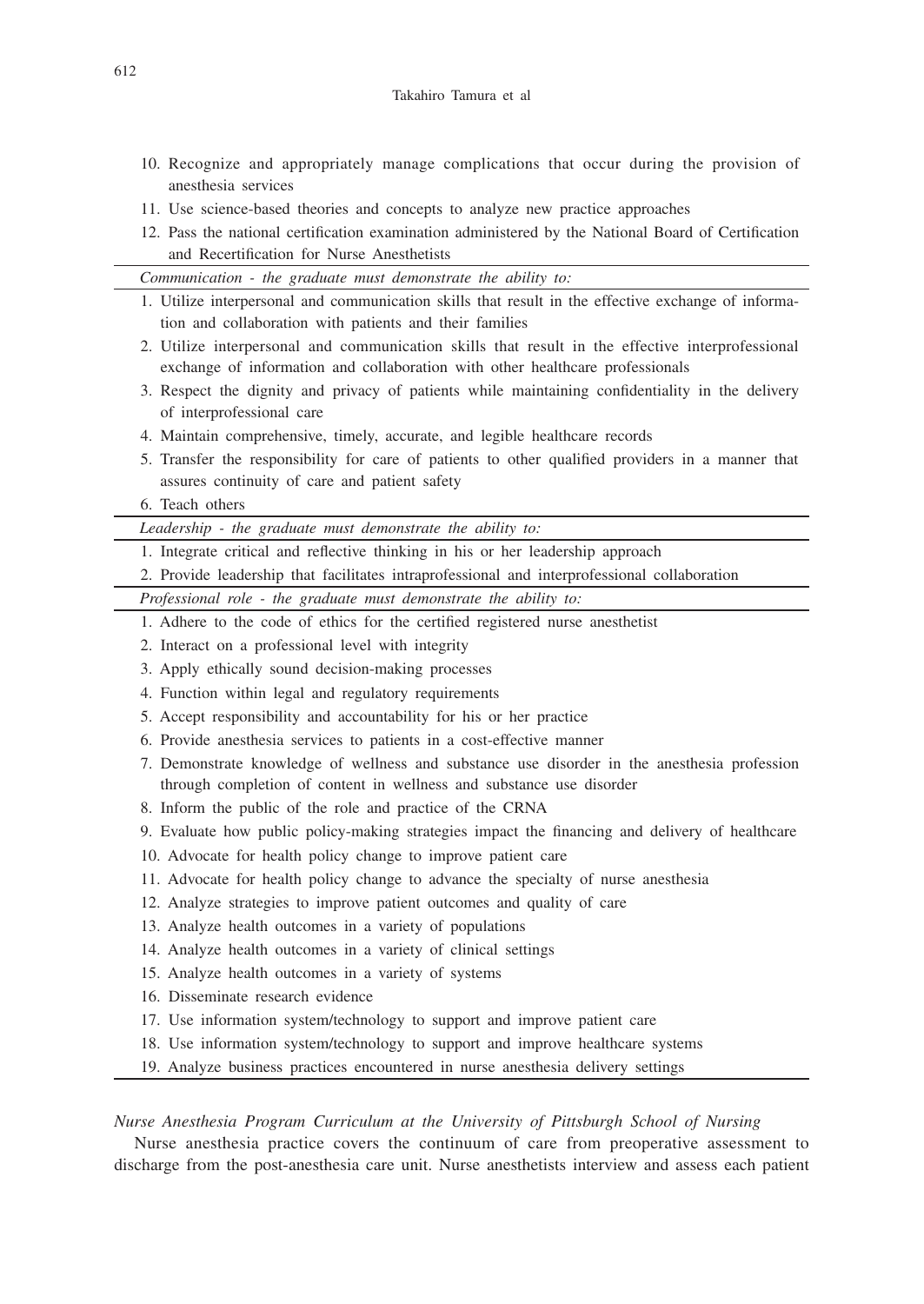10. Recognize and appropriately manage complications that occur during the provision of anesthesia services
11. Use science-based theories and concepts to analyze new practice approaches
12. Pass the national certification examination administered by the National Board of Certification and Recertification for Nurse Anesthetists

*Communication - the graduate must demonstrate the ability to:*

1. Utilize interpersonal and communication skills that result in the effective exchange of information and collaboration with patients and their families
2. Utilize interpersonal and communication skills that result in the effective interprofessional exchange of information and collaboration with other healthcare professionals
3. Respect the dignity and privacy of patients while maintaining confidentiality in the delivery of interprofessional care
4. Maintain comprehensive, timely, accurate, and legible healthcare records
5. Transfer the responsibility for care of patients to other qualified providers in a manner that assures continuity of care and patient safety
6. Teach others

*Leadership - the graduate must demonstrate the ability to:*

1. Integrate critical and reflective thinking in his or her leadership approach
2. Provide leadership that facilitates intraprofessional and interprofessional collaboration

*Professional role - the graduate must demonstrate the ability to:*

1. Adhere to the code of ethics for the certified registered nurse anesthetist
2. Interact on a professional level with integrity
3. Apply ethically sound decision-making processes
4. Function within legal and regulatory requirements
5. Accept responsibility and accountability for his or her practice
6. Provide anesthesia services to patients in a cost-effective manner
7. Demonstrate knowledge of wellness and substance use disorder in the anesthesia profession through completion of content in wellness and substance use disorder
8. Inform the public of the role and practice of the CRNA
9. Evaluate how public policy-making strategies impact the financing and delivery of healthcare
10. Advocate for health policy change to improve patient care
11. Advocate for health policy change to advance the specialty of nurse anesthesia
12. Analyze strategies to improve patient outcomes and quality of care
13. Analyze health outcomes in a variety of populations
14. Analyze health outcomes in a variety of clinical settings
15. Analyze health outcomes in a variety of systems
16. Disseminate research evidence
17. Use information system/technology to support and improve patient care
18. Use information system/technology to support and improve healthcare systems
19. Analyze business practices encountered in nurse anesthesia delivery settings

*Nurse Anesthesia Program Curriculum at the University of Pittsburgh School of Nursing*

Nurse anesthesia practice covers the continuum of care from preoperative assessment to discharge from the post-anesthesia care unit. Nurse anesthetists interview and assess each patient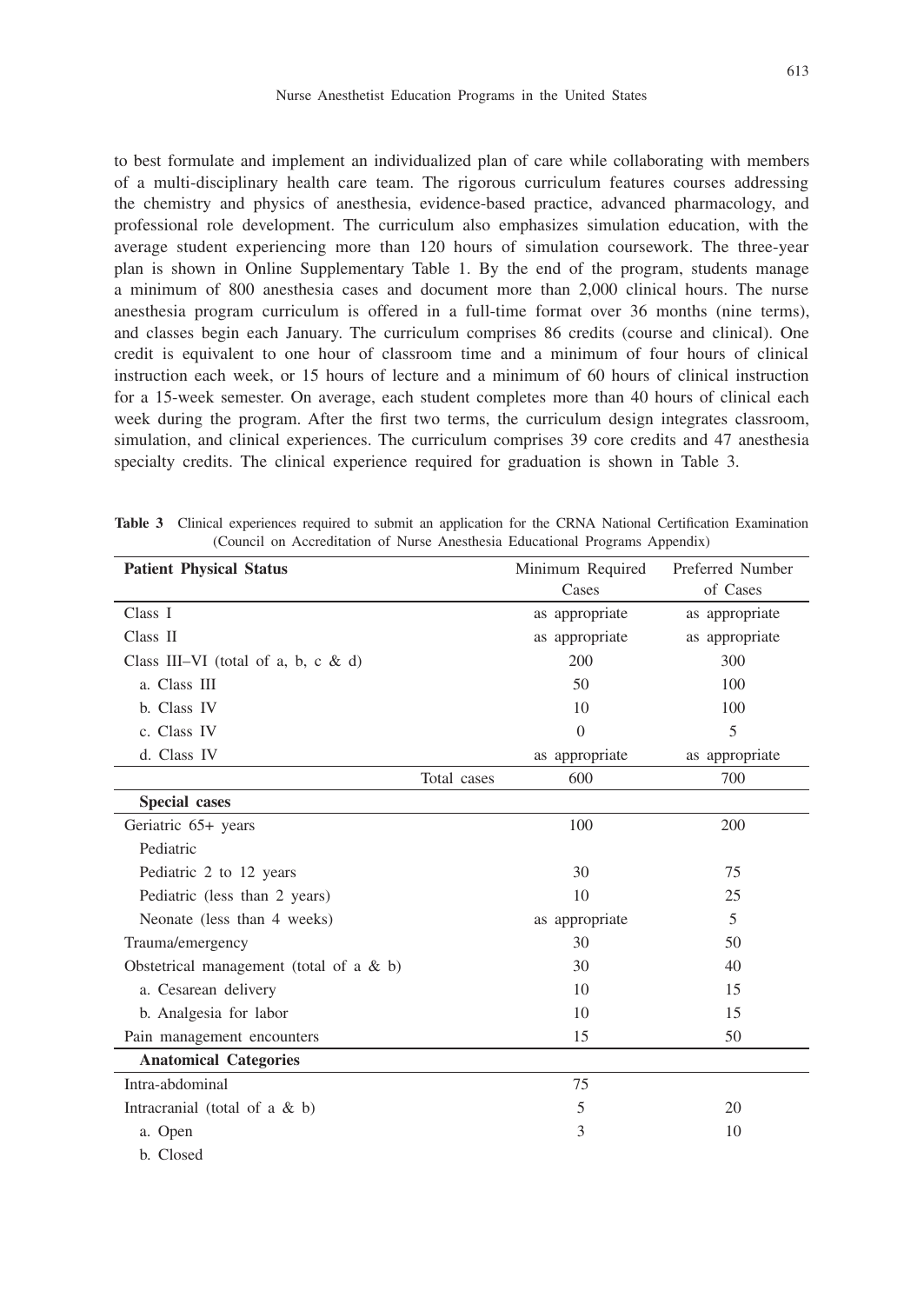to best formulate and implement an individualized plan of care while collaborating with members of a multi-disciplinary health care team. The rigorous curriculum features courses addressing the chemistry and physics of anesthesia, evidence-based practice, advanced pharmacology, and professional role development. The curriculum also emphasizes simulation education, with the average student experiencing more than 120 hours of simulation coursework. The three-year plan is shown in Online Supplementary Table 1. By the end of the program, students manage a minimum of 800 anesthesia cases and document more than 2,000 clinical hours. The nurse anesthesia program curriculum is offered in a full-time format over 36 months (nine terms), and classes begin each January. The curriculum comprises 86 credits (course and clinical). One credit is equivalent to one hour of classroom time and a minimum of four hours of clinical instruction each week, or 15 hours of lecture and a minimum of 60 hours of clinical instruction for a 15-week semester. On average, each student completes more than 40 hours of clinical each week during the program. After the first two terms, the curriculum design integrates classroom, simulation, and clinical experiences. The curriculum comprises 39 core credits and 47 anesthesia specialty credits. The clinical experience required for graduation is shown in Table 3.

**Table 3** Clinical experiences required to submit an application for the CRNA National Certification Examination (Council on Accreditation of Nurse Anesthesia Educational Programs Appendix)

| Patient Physical Status | Minimum Required Cases | Preferred Number of Cases |
|---|---|---|
| Class I | as appropriate | as appropriate |
| Class II | as appropriate | as appropriate |
| Class III–VI (total of a, b, c & d) | 200 | 300 |
| a. Class III | 50 | 100 |
| b. Class IV | 10 | 100 |
| c. Class IV | 0 | 5 |
| d. Class IV | as appropriate | as appropriate |
| Total cases | 600 | 700 |
| **Special cases** | | |
| Geriatric 65+ years | 100 | 200 |
| Pediatric | | |
| Pediatric 2 to 12 years | 30 | 75 |
| Pediatric (less than 2 years) | 10 | 25 |
| Neonate (less than 4 weeks) | as appropriate | 5 |
| Trauma/emergency | 30 | 50 |
| Obstetrical management (total of a & b) | 30 | 40 |
| a. Cesarean delivery | 10 | 15 |
| b. Analgesia for labor | 10 | 15 |
| Pain management encounters | 15 | 50 |
| **Anatomical Categories** | | |
| Intra-abdominal | 75 | |
| Intracranial (total of a & b) | 5 | 20 |
| a. Open | 3 | 10 |
| b. Closed | | |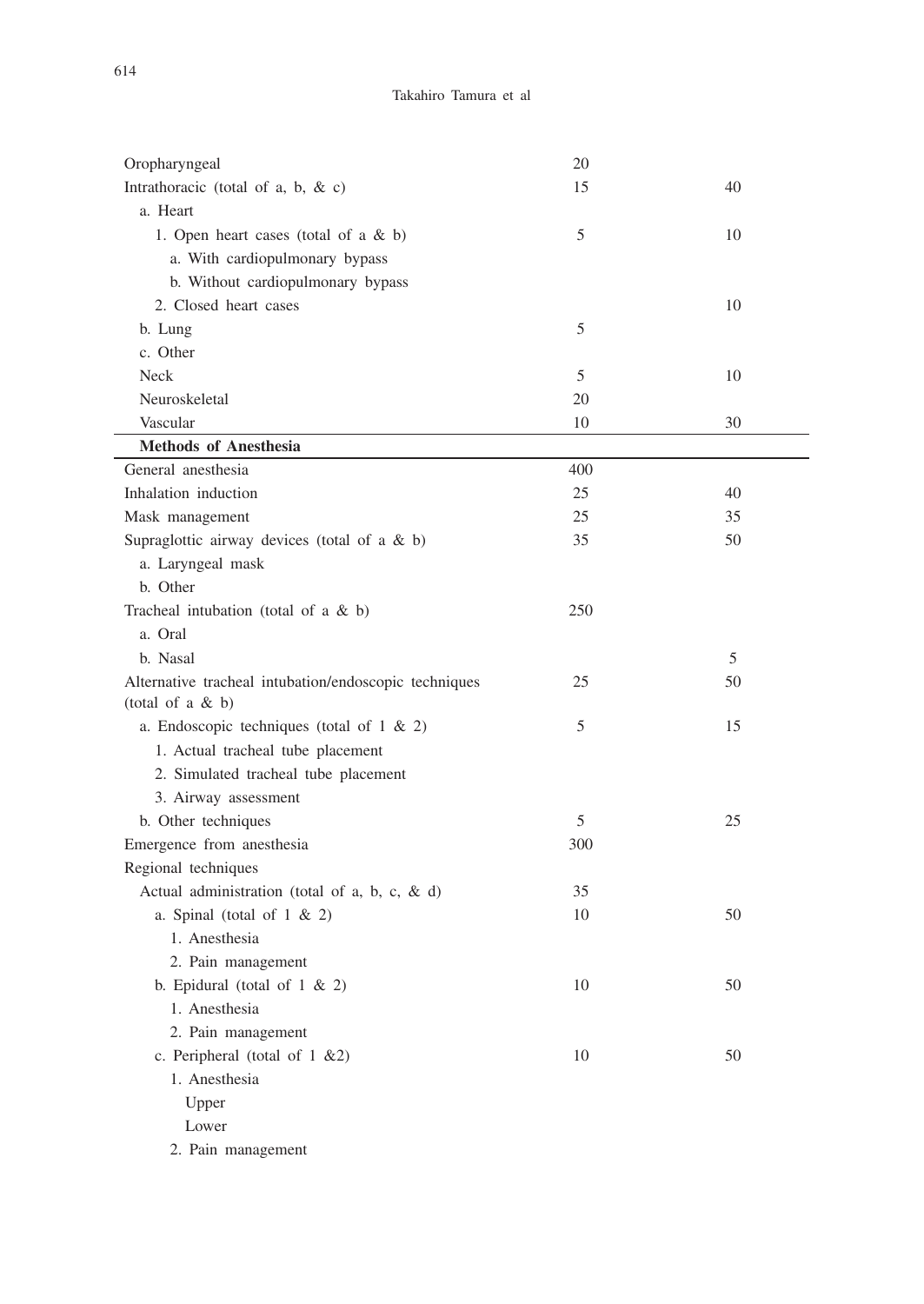| | | |
|---|---|---|
| Oropharyngeal | 20 | |
| Intrathoracic (total of a, b, & c) | 15 | 40 |
| a. Heart | | |
| 1. Open heart cases (total of a & b) | 5 | 10 |
| a. With cardiopulmonary bypass | | |
| b. Without cardiopulmonary bypass | | |
| 2. Closed heart cases | | 10 |
| b. Lung | 5 | |
| c. Other | | |
| Neck | 5 | 10 |
| Neuroskeletal | 20 | |
| Vascular | 10 | 30 |
| **Methods of Anesthesia** | | |
| General anesthesia | 400 | |
| Inhalation induction | 25 | 40 |
| Mask management | 25 | 35 |
| Supraglottic airway devices (total of a & b) | 35 | 50 |
| a. Laryngeal mask | | |
| b. Other | | |
| Tracheal intubation (total of a & b) | 250 | |
| a. Oral | | |
| b. Nasal | | 5 |
| Alternative tracheal intubation/endoscopic techniques (total of a & b) | 25 | 50 |
| a. Endoscopic techniques (total of 1 & 2) | 5 | 15 |
| 1. Actual tracheal tube placement | | |
| 2. Simulated tracheal tube placement | | |
| 3. Airway assessment | | |
| b. Other techniques | 5 | 25 |
| Emergence from anesthesia | 300 | |
| Regional techniques | | |
| Actual administration (total of a, b, c, & d) | 35 | |
| a. Spinal (total of 1 & 2) | 10 | 50 |
| 1. Anesthesia | | |
| 2. Pain management | | |
| b. Epidural (total of 1 & 2) | 10 | 50 |
| 1. Anesthesia | | |
| 2. Pain management | | |
| c. Peripheral (total of 1 &2) | 10 | 50 |
| 1. Anesthesia | | |
| Upper | | |
| Lower | | |
| 2. Pain management | | |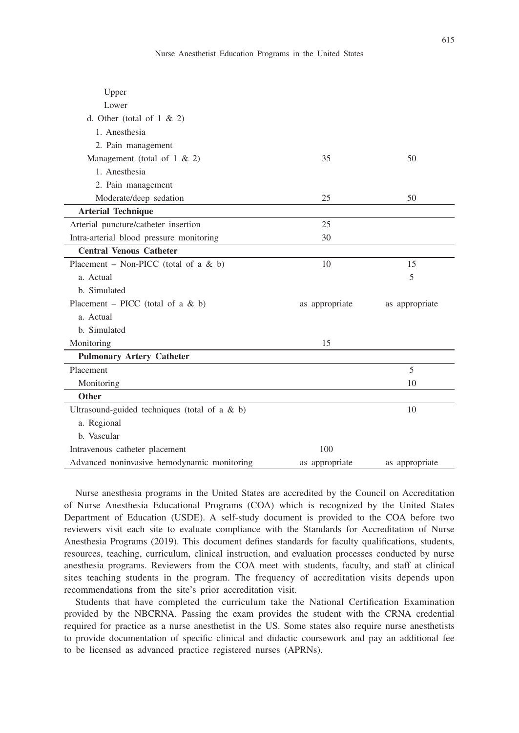| | | |
|---|---|---|
| Upper | | |
| Lower | | |
| d. Other (total of 1 & 2) | | |
| 1. Anesthesia | | |
| 2. Pain management | | |
| Management (total of 1 & 2) | 35 | 50 |
| 1. Anesthesia | | |
| 2. Pain management | | |
| Moderate/deep sedation | 25 | 50 |
| **Arterial Technique** | | |
| Arterial puncture/catheter insertion | 25 | |
| Intra-arterial blood pressure monitoring | 30 | |
| **Central Venous Catheter** | | |
| Placement – Non-PICC (total of a & b) | 10 | 15 |
| a. Actual | | 5 |
| b. Simulated | | |
| Placement – PICC (total of a & b) | as appropriate | as appropriate |
| a. Actual | | |
| b. Simulated | | |
| Monitoring | 15 | |
| **Pulmonary Artery Catheter** | | |
| Placement | | 5 |
| Monitoring | | 10 |
| **Other** | | |
| Ultrasound-guided techniques (total of a & b) | | 10 |
| a. Regional | | |
| b. Vascular | | |
| Intravenous catheter placement | 100 | |
| Advanced noninvasive hemodynamic monitoring | as appropriate | as appropriate |

Nurse anesthesia programs in the United States are accredited by the Council on Accreditation of Nurse Anesthesia Educational Programs (COA) which is recognized by the United States Department of Education (USDE). A self-study document is provided to the COA before two reviewers visit each site to evaluate compliance with the Standards for Accreditation of Nurse Anesthesia Programs (2019). This document defines standards for faculty qualifications, students, resources, teaching, curriculum, clinical instruction, and evaluation processes conducted by nurse anesthesia programs. Reviewers from the COA meet with students, faculty, and staff at clinical sites teaching students in the program. The frequency of accreditation visits depends upon recommendations from the site's prior accreditation visit.

Students that have completed the curriculum take the National Certification Examination provided by the NBCRNA. Passing the exam provides the student with the CRNA credential required for practice as a nurse anesthetist in the US. Some states also require nurse anesthetists to provide documentation of specific clinical and didactic coursework and pay an additional fee to be licensed as advanced practice registered nurses (APRNs).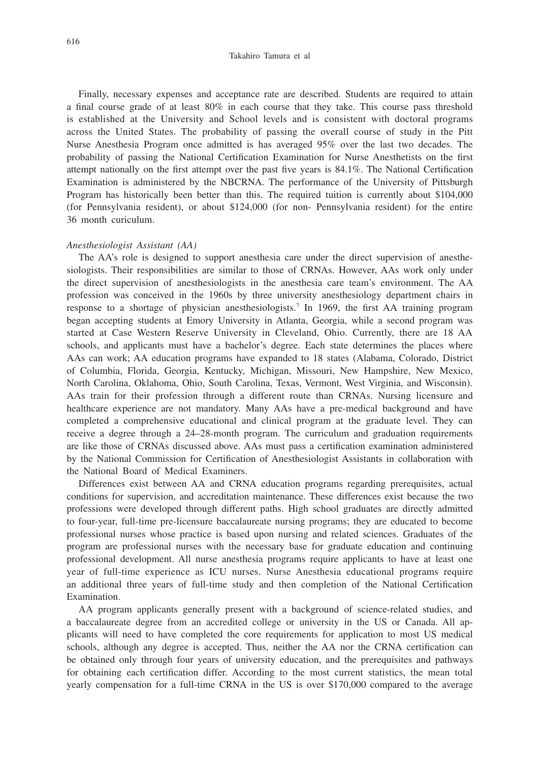Finally, necessary expenses and acceptance rate are described. Students are required to attain a final course grade of at least 80% in each course that they take. This course pass threshold is established at the University and School levels and is consistent with doctoral programs across the United States. The probability of passing the overall course of study in the Pitt Nurse Anesthesia Program once admitted is has averaged 95% over the last two decades. The probability of passing the National Certification Examination for Nurse Anesthetists on the first attempt nationally on the first attempt over the past five years is 84.1%. The National Certification Examination is administered by the NBCRNA. The performance of the University of Pittsburgh Program has historically been better than this. The required tuition is currently about $104,000 (for Pennsylvania resident), or about $124,000 (for non- Pennsylvania resident) for the entire 36 month curiculum.

*Anesthesiologist Assistant (AA)*

The AA's role is designed to support anesthesia care under the direct supervision of anesthesiologists. Their responsibilities are similar to those of CRNAs. However, AAs work only under the direct supervision of anesthesiologists in the anesthesia care team's environment. The AA profession was conceived in the 1960s by three university anesthesiology department chairs in response to a shortage of physician anesthesiologists.[7] In 1969, the first AA training program began accepting students at Emory University in Atlanta, Georgia, while a second program was started at Case Western Reserve University in Cleveland, Ohio. Currently, there are 18 AA schools, and applicants must have a bachelor's degree. Each state determines the places where AAs can work; AA education programs have expanded to 18 states (Alabama, Colorado, District of Columbia, Florida, Georgia, Kentucky, Michigan, Missouri, New Hampshire, New Mexico, North Carolina, Oklahoma, Ohio, South Carolina, Texas, Vermont, West Virginia, and Wisconsin). AAs train for their profession through a different route than CRNAs. Nursing licensure and healthcare experience are not mandatory. Many AAs have a pre-medical background and have completed a comprehensive educational and clinical program at the graduate level. They can receive a degree through a 24–28-month program. The curriculum and graduation requirements are like those of CRNAs discussed above. AAs must pass a certification examination administered by the National Commission for Certification of Anesthesiologist Assistants in collaboration with the National Board of Medical Examiners.

Differences exist between AA and CRNA education programs regarding prerequisites, actual conditions for supervision, and accreditation maintenance. These differences exist because the two professions were developed through different paths. High school graduates are directly admitted to four-year, full-time pre-licensure baccalaureate nursing programs; they are educated to become professional nurses whose practice is based upon nursing and related sciences. Graduates of the program are professional nurses with the necessary base for graduate education and continuing professional development. All nurse anesthesia programs require applicants to have at least one year of full-time experience as ICU nurses. Nurse Anesthesia educational programs require an additional three years of full-time study and then completion of the National Certification Examination.

AA program applicants generally present with a background of science-related studies, and a baccalaureate degree from an accredited college or university in the US or Canada. All applicants will need to have completed the core requirements for application to most US medical schools, although any degree is accepted. Thus, neither the AA nor the CRNA certification can be obtained only through four years of university education, and the prerequisites and pathways for obtaining each certification differ. According to the most current statistics, the mean total yearly compensation for a full-time CRNA in the US is over $170,000 compared to the average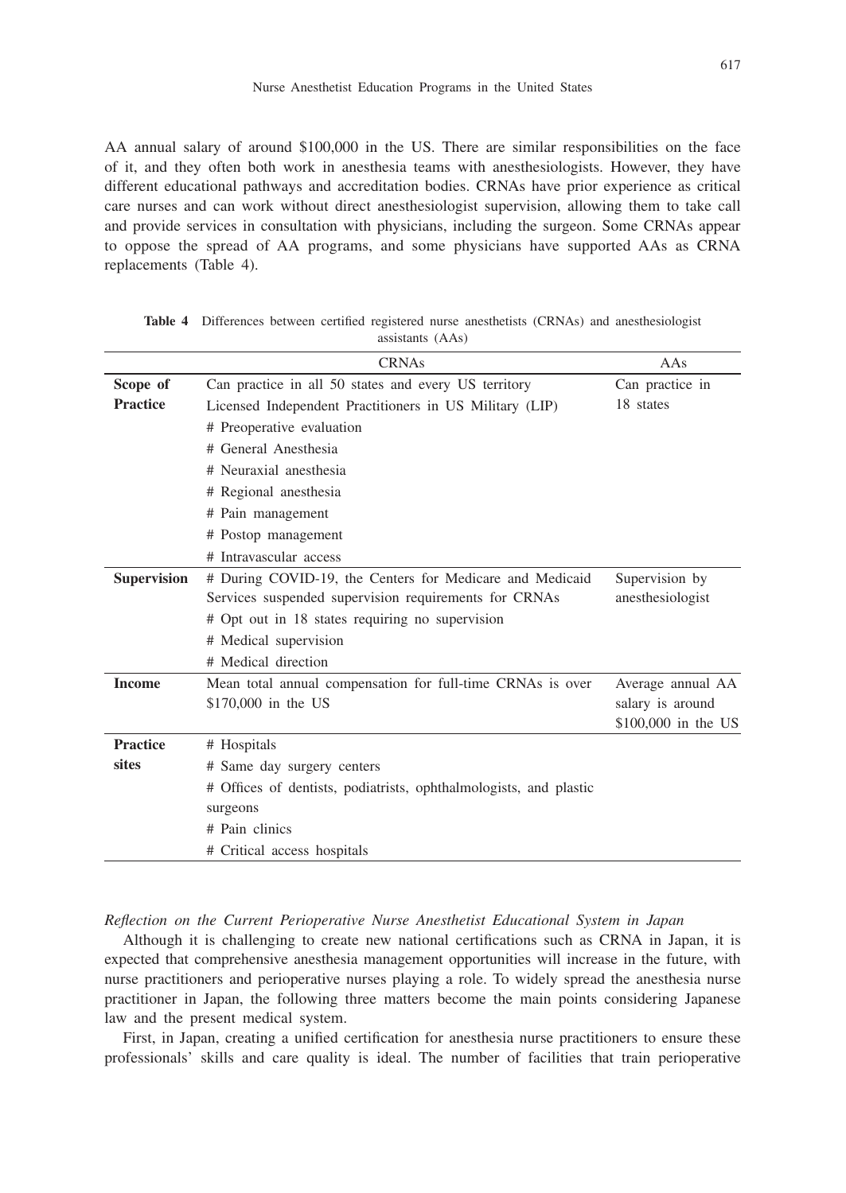AA annual salary of around \$100,000 in the US. There are similar responsibilities on the face of it, and they often both work in anesthesia teams with anesthesiologists. However, they have different educational pathways and accreditation bodies. CRNAs have prior experience as critical care nurses and can work without direct anesthesiologist supervision, allowing them to take call and provide services in consultation with physicians, including the surgeon. Some CRNAs appear to oppose the spread of AA programs, and some physicians have supported AAs as CRNA replacements (Table 4).

**Table 4** Differences between certified registered nurse anesthetists (CRNAs) and anesthesiologist assistants (AAs)

| | CRNAs | AAs |
|---|---|---|
| **Scope of Practice** | Can practice in all 50 states and every US territory<br>Licensed Independent Practitioners in US Military (LIP)<br># Preoperative evaluation<br># General Anesthesia<br># Neuraxial anesthesia<br># Regional anesthesia<br># Pain management<br># Postop management<br># Intravascular access | Can practice in 18 states |
| **Supervision** | # During COVID-19, the Centers for Medicare and Medicaid Services suspended supervision requirements for CRNAs<br># Opt out in 18 states requiring no supervision<br># Medical supervision<br># Medical direction | Supervision by anesthesiologist |
| **Income** | Mean total annual compensation for full-time CRNAs is over \$170,000 in the US | Average annual AA salary is around \$100,000 in the US |
| **Practice sites** | # Hospitals<br># Same day surgery centers<br># Offices of dentists, podiatrists, ophthalmologists, and plastic surgeons<br># Pain clinics<br># Critical access hospitals | |

*Reflection on the Current Perioperative Nurse Anesthetist Educational System in Japan*

Although it is challenging to create new national certifications such as CRNA in Japan, it is expected that comprehensive anesthesia management opportunities will increase in the future, with nurse practitioners and perioperative nurses playing a role. To widely spread the anesthesia nurse practitioner in Japan, the following three matters become the main points considering Japanese law and the present medical system.

First, in Japan, creating a unified certification for anesthesia nurse practitioners to ensure these professionals' skills and care quality is ideal. The number of facilities that train perioperative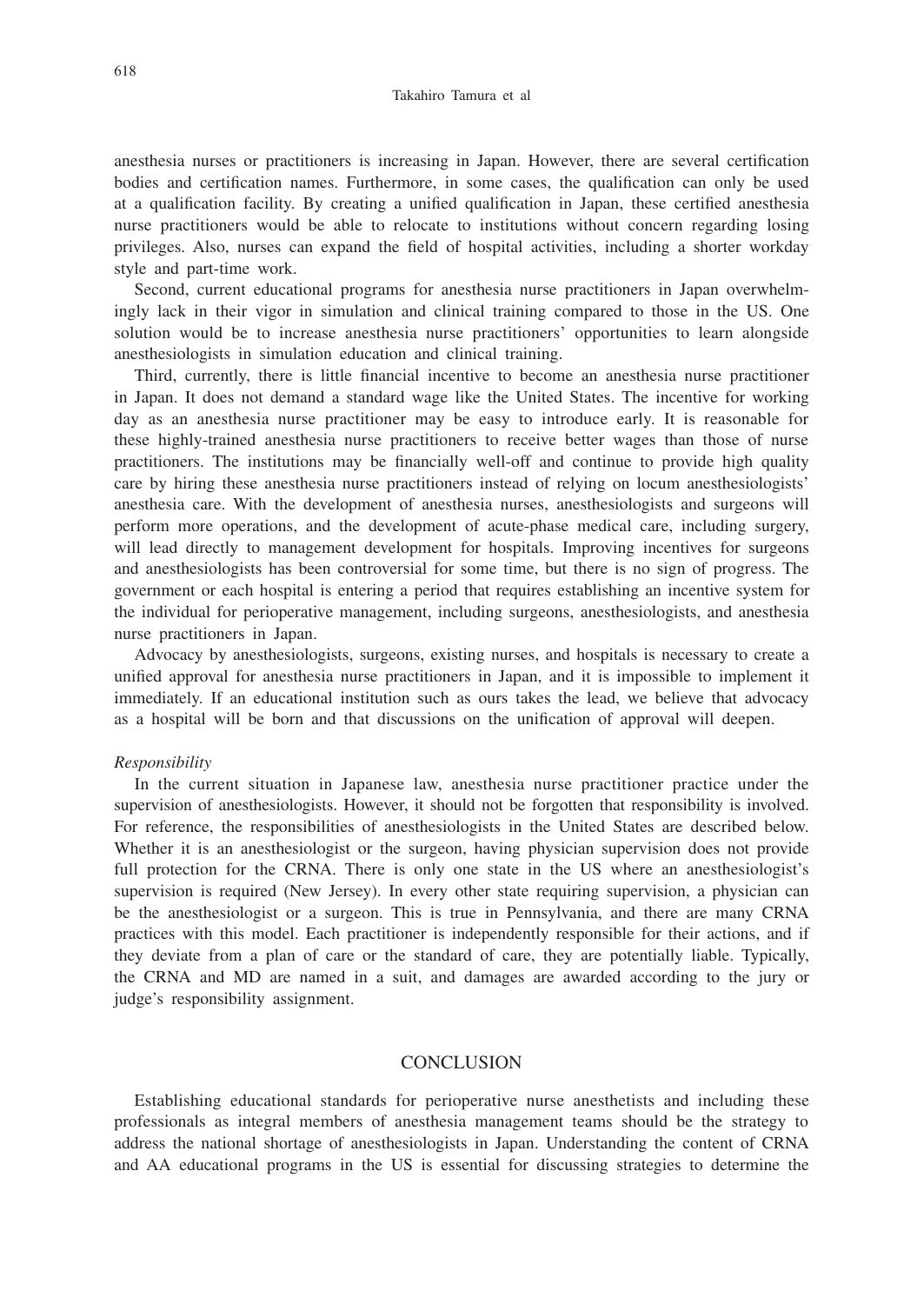anesthesia nurses or practitioners is increasing in Japan. However, there are several certification bodies and certification names. Furthermore, in some cases, the qualification can only be used at a qualification facility. By creating a unified qualification in Japan, these certified anesthesia nurse practitioners would be able to relocate to institutions without concern regarding losing privileges. Also, nurses can expand the field of hospital activities, including a shorter workday style and part-time work.

Second, current educational programs for anesthesia nurse practitioners in Japan overwhelmingly lack in their vigor in simulation and clinical training compared to those in the US. One solution would be to increase anesthesia nurse practitioners' opportunities to learn alongside anesthesiologists in simulation education and clinical training.

Third, currently, there is little financial incentive to become an anesthesia nurse practitioner in Japan. It does not demand a standard wage like the United States. The incentive for working day as an anesthesia nurse practitioner may be easy to introduce early. It is reasonable for these highly-trained anesthesia nurse practitioners to receive better wages than those of nurse practitioners. The institutions may be financially well-off and continue to provide high quality care by hiring these anesthesia nurse practitioners instead of relying on locum anesthesiologists' anesthesia care. With the development of anesthesia nurses, anesthesiologists and surgeons will perform more operations, and the development of acute-phase medical care, including surgery, will lead directly to management development for hospitals. Improving incentives for surgeons and anesthesiologists has been controversial for some time, but there is no sign of progress. The government or each hospital is entering a period that requires establishing an incentive system for the individual for perioperative management, including surgeons, anesthesiologists, and anesthesia nurse practitioners in Japan.

Advocacy by anesthesiologists, surgeons, existing nurses, and hospitals is necessary to create a unified approval for anesthesia nurse practitioners in Japan, and it is impossible to implement it immediately. If an educational institution such as ours takes the lead, we believe that advocacy as a hospital will be born and that discussions on the unification of approval will deepen.

*Responsibility*

In the current situation in Japanese law, anesthesia nurse practitioner practice under the supervision of anesthesiologists. However, it should not be forgotten that responsibility is involved. For reference, the responsibilities of anesthesiologists in the United States are described below. Whether it is an anesthesiologist or the surgeon, having physician supervision does not provide full protection for the CRNA. There is only one state in the US where an anesthesiologist's supervision is required (New Jersey). In every other state requiring supervision, a physician can be the anesthesiologist or a surgeon. This is true in Pennsylvania, and there are many CRNA practices with this model. Each practitioner is independently responsible for their actions, and if they deviate from a plan of care or the standard of care, they are potentially liable. Typically, the CRNA and MD are named in a suit, and damages are awarded according to the jury or judge's responsibility assignment.

## CONCLUSION

Establishing educational standards for perioperative nurse anesthetists and including these professionals as integral members of anesthesia management teams should be the strategy to address the national shortage of anesthesiologists in Japan. Understanding the content of CRNA and AA educational programs in the US is essential for discussing strategies to determine the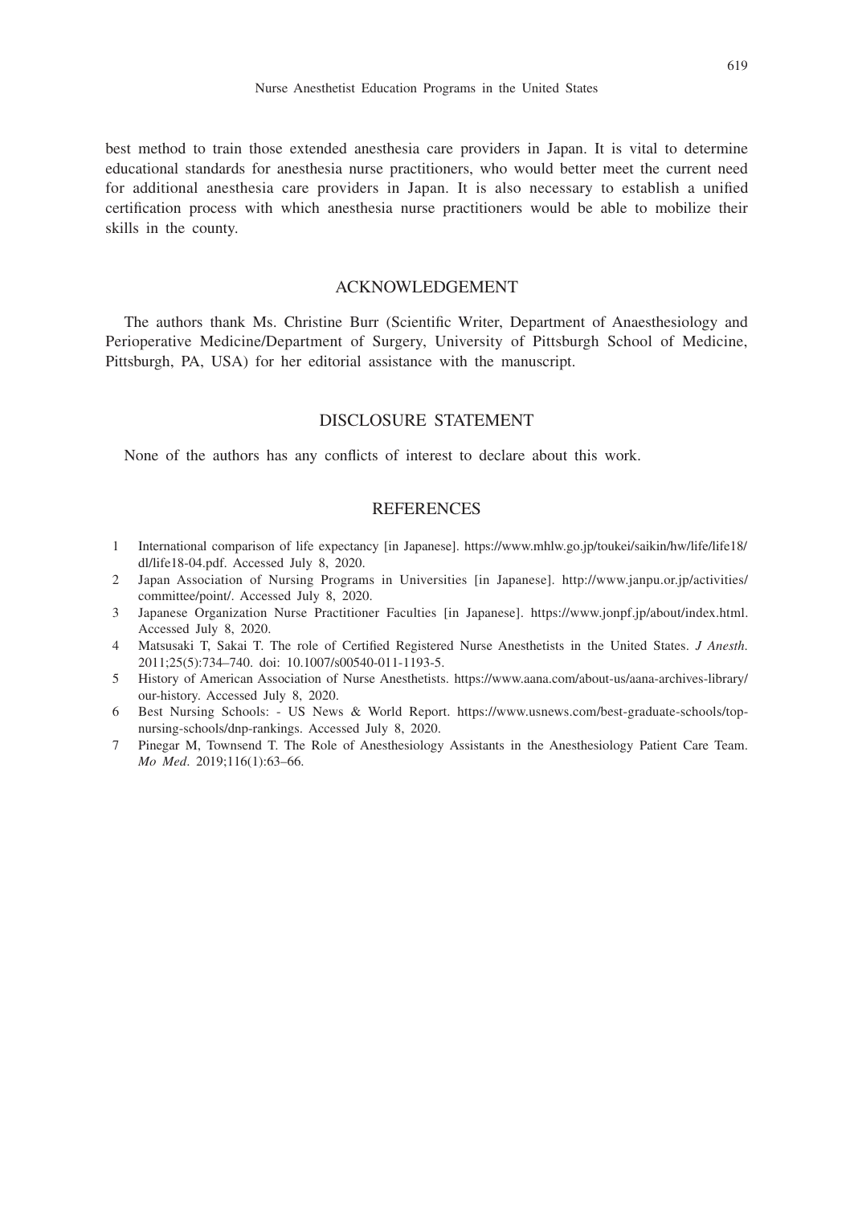best method to train those extended anesthesia care providers in Japan. It is vital to determine educational standards for anesthesia nurse practitioners, who would better meet the current need for additional anesthesia care providers in Japan. It is also necessary to establish a unified certification process with which anesthesia nurse practitioners would be able to mobilize their skills in the county.

## ACKNOWLEDGEMENT

The authors thank Ms. Christine Burr (Scientific Writer, Department of Anaesthesiology and Perioperative Medicine/Department of Surgery, University of Pittsburgh School of Medicine, Pittsburgh, PA, USA) for her editorial assistance with the manuscript.

## DISCLOSURE STATEMENT

None of the authors has any conflicts of interest to declare about this work.

## REFERENCES

1. International comparison of life expectancy [in Japanese]. https://www.mhlw.go.jp/toukei/saikin/hw/life/life18/dl/life18-04.pdf. Accessed July 8, 2020.
2. Japan Association of Nursing Programs in Universities [in Japanese]. http://www.janpu.or.jp/activities/committee/point/. Accessed July 8, 2020.
3. Japanese Organization Nurse Practitioner Faculties [in Japanese]. https://www.jonpf.jp/about/index.html. Accessed July 8, 2020.
4. Matsusaki T, Sakai T. The role of Certified Registered Nurse Anesthetists in the United States. *J Anesth*. 2011;25(5):734–740. doi: 10.1007/s00540-011-1193-5.
5. History of American Association of Nurse Anesthetists. https://www.aana.com/about-us/aana-archives-library/our-history. Accessed July 8, 2020.
6. Best Nursing Schools: - US News & World Report. https://www.usnews.com/best-graduate-schools/top-nursing-schools/dnp-rankings. Accessed July 8, 2020.
7. Pinegar M, Townsend T. The Role of Anesthesiology Assistants in the Anesthesiology Patient Care Team. *Mo Med*. 2019;116(1):63–66.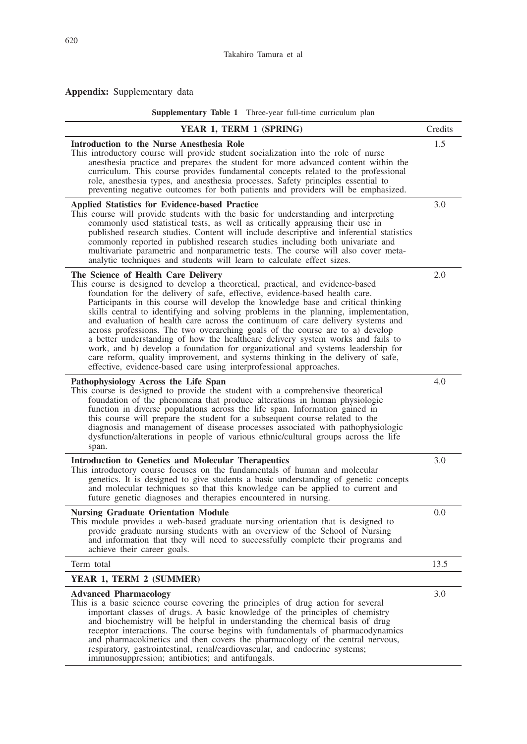**Appendix:** Supplementary data

**Supplementary Table 1** Three-year full-time curriculum plan

| YEAR 1, TERM 1 (SPRING) | Credits |
|---|---|
| **Introduction to the Nurse Anesthesia Role**<br>This introductory course will provide student socialization into the role of nurse anesthesia practice and prepares the student for more advanced content within the curriculum. This course provides fundamental concepts related to the professional role, anesthesia types, and anesthesia processes. Safety principles essential to preventing negative outcomes for both patients and providers will be emphasized. | 1.5 |
| **Applied Statistics for Evidence-based Practice**<br>This course will provide students with the basic for understanding and interpreting commonly used statistical tests, as well as critically appraising their use in published research studies. Content will include descriptive and inferential statistics commonly reported in published research studies including both univariate and multivariate parametric and nonparametric tests. The course will also cover meta-analytic techniques and students will learn to calculate effect sizes. | 3.0 |
| **The Science of Health Care Delivery**<br>This course is designed to develop a theoretical, practical, and evidence-based foundation for the delivery of safe, effective, evidence-based health care. Participants in this course will develop the knowledge base and critical thinking skills central to identifying and solving problems in the planning, implementation, and evaluation of health care across the continuum of care delivery systems and across professions. The two overarching goals of the course are to a) develop a better understanding of how the healthcare delivery system works and fails to work, and b) develop a foundation for organizational and systems leadership for care reform, quality improvement, and systems thinking in the delivery of safe, effective, evidence-based care using interprofessional approaches. | 2.0 |
| **Pathophysiology Across the Life Span**<br>This course is designed to provide the student with a comprehensive theoretical foundation of the phenomena that produce alterations in human physiologic function in diverse populations across the life span. Information gained in this course will prepare the student for a subsequent course related to the diagnosis and management of disease processes associated with pathophysiologic dysfunction/alterations in people of various ethnic/cultural groups across the life span. | 4.0 |
| **Introduction to Genetics and Molecular Therapeutics**<br>This introductory course focuses on the fundamentals of human and molecular genetics. It is designed to give students a basic understanding of genetic concepts and molecular techniques so that this knowledge can be applied to current and future genetic diagnoses and therapies encountered in nursing. | 3.0 |
| **Nursing Graduate Orientation Module**<br>This module provides a web-based graduate nursing orientation that is designed to provide graduate nursing students with an overview of the School of Nursing and information that they will need to successfully complete their programs and achieve their career goals. | 0.0 |
| Term total | 13.5 |
| **YEAR 1, TERM 2 (SUMMER)** | |
| **Advanced Pharmacology**<br>This is a basic science course covering the principles of drug action for several important classes of drugs. A basic knowledge of the principles of chemistry and biochemistry will be helpful in understanding the chemical basis of drug receptor interactions. The course begins with fundamentals of pharmacodynamics and pharmacokinetics and then covers the pharmacology of the central nervous, respiratory, gastrointestinal, renal/cardiovascular, and endocrine systems; immunosuppression; antibiotics; and antifungals. | 3.0 |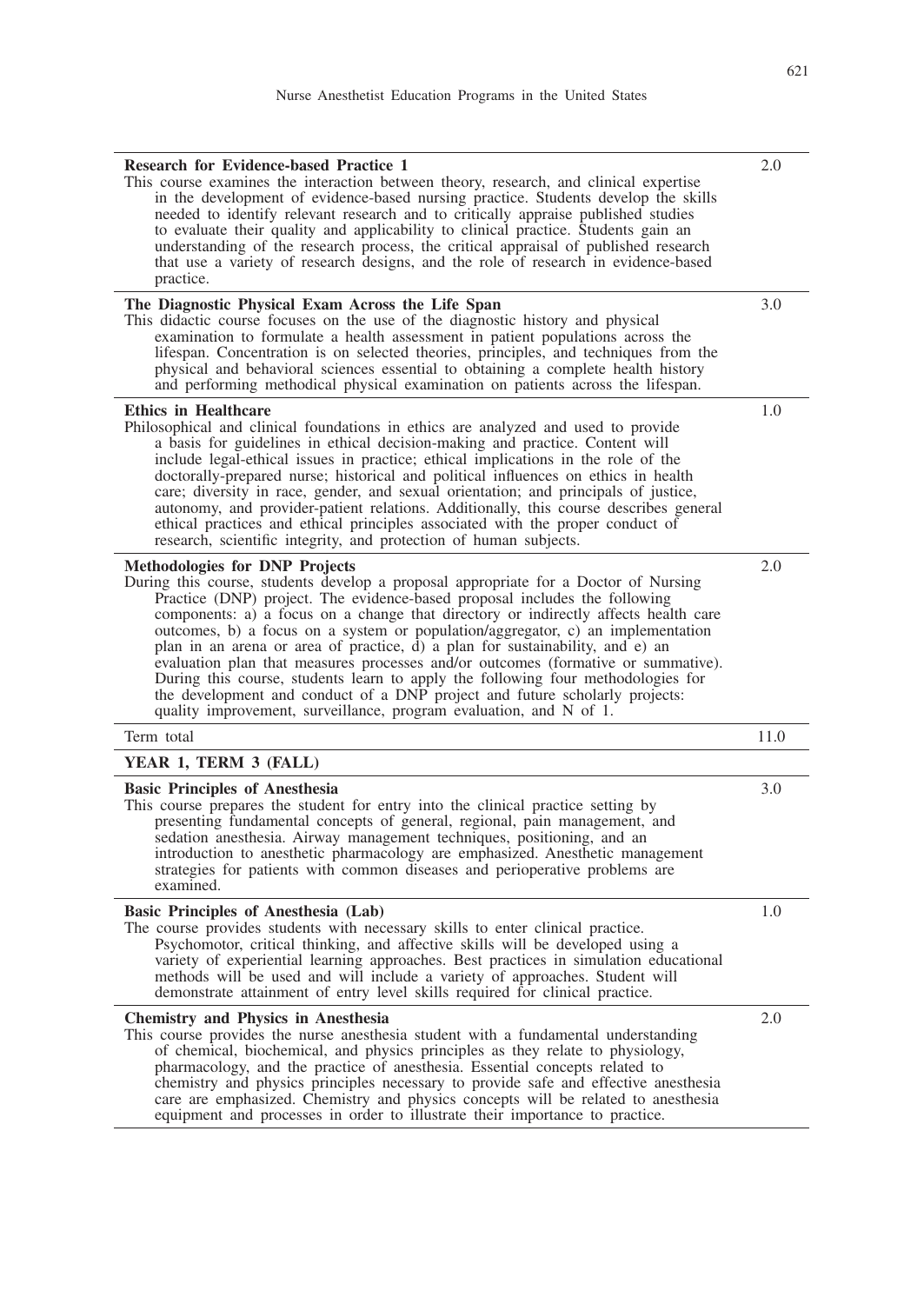| | |
|---|---|
| **Research for Evidence-based Practice 1**<br>This course examines the interaction between theory, research, and clinical expertise in the development of evidence-based nursing practice. Students develop the skills needed to identify relevant research and to critically appraise published studies to evaluate their quality and applicability to clinical practice. Students gain an understanding of the research process, the critical appraisal of published research that use a variety of research designs, and the role of research in evidence-based practice. | 2.0 |
| **The Diagnostic Physical Exam Across the Life Span**<br>This didactic course focuses on the use of the diagnostic history and physical examination to formulate a health assessment in patient populations across the lifespan. Concentration is on selected theories, principles, and techniques from the physical and behavioral sciences essential to obtaining a complete health history and performing methodical physical examination on patients across the lifespan. | 3.0 |
| **Ethics in Healthcare**<br>Philosophical and clinical foundations in ethics are analyzed and used to provide a basis for guidelines in ethical decision-making and practice. Content will include legal-ethical issues in practice; ethical implications in the role of the doctorally-prepared nurse; historical and political influences on ethics in health care; diversity in race, gender, and sexual orientation; and principals of justice, autonomy, and provider-patient relations. Additionally, this course describes general ethical practices and ethical principles associated with the proper conduct of research, scientific integrity, and protection of human subjects. | 1.0 |
| **Methodologies for DNP Projects**<br>During this course, students develop a proposal appropriate for a Doctor of Nursing Practice (DNP) project. The evidence-based proposal includes the following components: a) a focus on a change that directory or indirectly affects health care outcomes, b) a focus on a system or population/aggregator, c) an implementation plan in an arena or area of practice, d) a plan for sustainability, and e) an evaluation plan that measures processes and/or outcomes (formative or summative). During this course, students learn to apply the following four methodologies for the development and conduct of a DNP project and future scholarly projects: quality improvement, surveillance, program evaluation, and N of 1. | 2.0 |
| Term total | 11.0 |
| **YEAR 1, TERM 3 (FALL)** | |
| **Basic Principles of Anesthesia**<br>This course prepares the student for entry into the clinical practice setting by presenting fundamental concepts of general, regional, pain management, and sedation anesthesia. Airway management techniques, positioning, and an introduction to anesthetic pharmacology are emphasized. Anesthetic management strategies for patients with common diseases and perioperative problems are examined. | 3.0 |
| **Basic Principles of Anesthesia (Lab)**<br>The course provides students with necessary skills to enter clinical practice. Psychomotor, critical thinking, and affective skills will be developed using a variety of experiential learning approaches. Best practices in simulation educational methods will be used and will include a variety of approaches. Student will demonstrate attainment of entry level skills required for clinical practice. | 1.0 |
| **Chemistry and Physics in Anesthesia**<br>This course provides the nurse anesthesia student with a fundamental understanding of chemical, biochemical, and physics principles as they relate to physiology, pharmacology, and the practice of anesthesia. Essential concepts related to chemistry and physics principles necessary to provide safe and effective anesthesia care are emphasized. Chemistry and physics concepts will be related to anesthesia equipment and processes in order to illustrate their importance to practice. | 2.0 |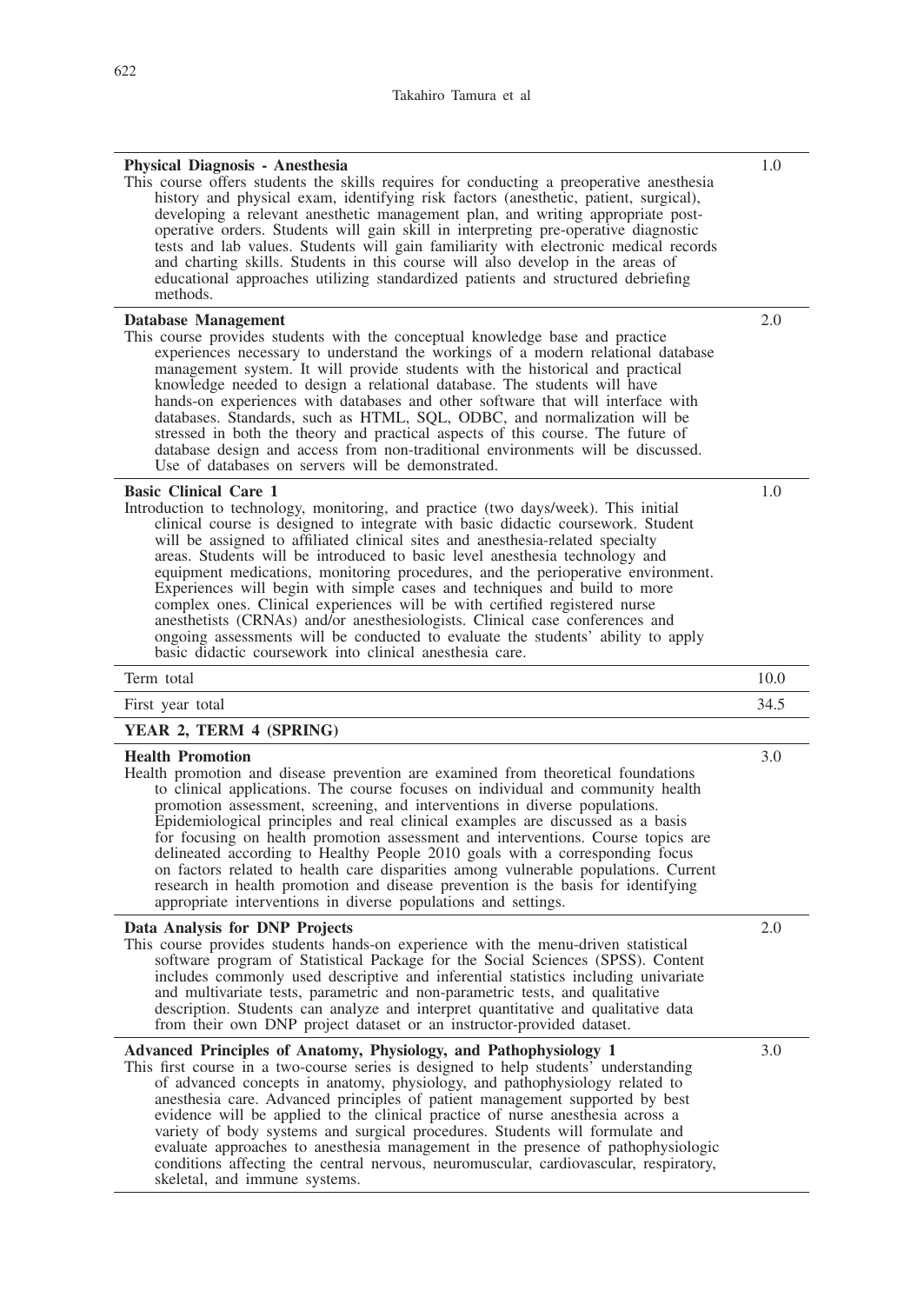| | |
|---|---|
| **Physical Diagnosis - Anesthesia**<br>This course offers students the skills requires for conducting a preoperative anesthesia history and physical exam, identifying risk factors (anesthetic, patient, surgical), developing a relevant anesthetic management plan, and writing appropriate post-operative orders. Students will gain skill in interpreting pre-operative diagnostic tests and lab values. Students will gain familiarity with electronic medical records and charting skills. Students in this course will also develop in the areas of educational approaches utilizing standardized patients and structured debriefing methods. | 1.0 |
| **Database Management**<br>This course provides students with the conceptual knowledge base and practice experiences necessary to understand the workings of a modern relational database management system. It will provide students with the historical and practical knowledge needed to design a relational database. The students will have hands-on experiences with databases and other software that will interface with databases. Standards, such as HTML, SQL, ODBC, and normalization will be stressed in both the theory and practical aspects of this course. The future of database design and access from non-traditional environments will be discussed. Use of databases on servers will be demonstrated. | 2.0 |
| **Basic Clinical Care 1**<br>Introduction to technology, monitoring, and practice (two days/week). This initial clinical course is designed to integrate with basic didactic coursework. Student will be assigned to affiliated clinical sites and anesthesia-related specialty areas. Students will be introduced to basic level anesthesia technology and equipment medications, monitoring procedures, and the perioperative environment. Experiences will begin with simple cases and techniques and build to more complex ones. Clinical experiences will be with certified registered nurse anesthetists (CRNAs) and/or anesthesiologists. Clinical case conferences and ongoing assessments will be conducted to evaluate the students' ability to apply basic didactic coursework into clinical anesthesia care. | 1.0 |
| Term total | 10.0 |
| First year total | 34.5 |
| **YEAR 2, TERM 4 (SPRING)** | |
| **Health Promotion**<br>Health promotion and disease prevention are examined from theoretical foundations to clinical applications. The course focuses on individual and community health promotion assessment, screening, and interventions in diverse populations. Epidemiological principles and real clinical examples are discussed as a basis for focusing on health promotion assessment and interventions. Course topics are delineated according to Healthy People 2010 goals with a corresponding focus on factors related to health care disparities among vulnerable populations. Current research in health promotion and disease prevention is the basis for identifying appropriate interventions in diverse populations and settings. | 3.0 |
| **Data Analysis for DNP Projects**<br>This course provides students hands-on experience with the menu-driven statistical software program of Statistical Package for the Social Sciences (SPSS). Content includes commonly used descriptive and inferential statistics including univariate and multivariate tests, parametric and non-parametric tests, and qualitative description. Students can analyze and interpret quantitative and qualitative data from their own DNP project dataset or an instructor-provided dataset. | 2.0 |
| **Advanced Principles of Anatomy, Physiology, and Pathophysiology 1**<br>This first course in a two-course series is designed to help students' understanding of advanced concepts in anatomy, physiology, and pathophysiology related to anesthesia care. Advanced principles of patient management supported by best evidence will be applied to the clinical practice of nurse anesthesia across a variety of body systems and surgical procedures. Students will formulate and evaluate approaches to anesthesia management in the presence of pathophysiologic conditions affecting the central nervous, neuromuscular, cardiovascular, respiratory, skeletal, and immune systems. | 3.0 |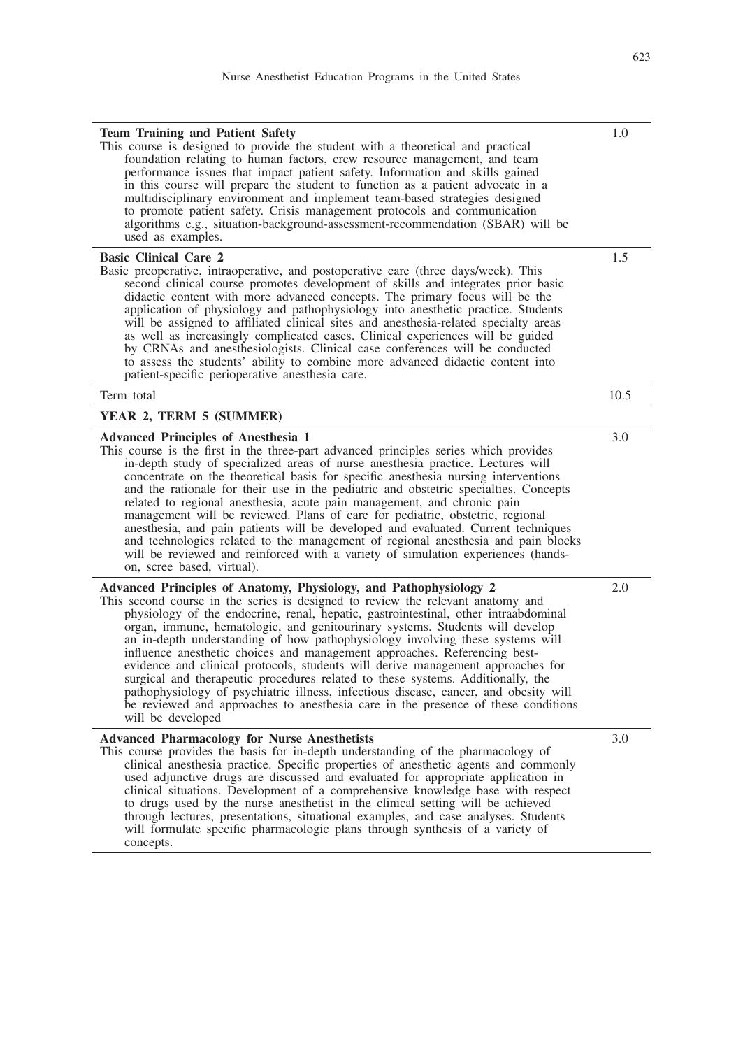| | |
|---|---|
| **Team Training and Patient Safety**<br>This course is designed to provide the student with a theoretical and practical foundation relating to human factors, crew resource management, and team performance issues that impact patient safety. Information and skills gained in this course will prepare the student to function as a patient advocate in a multidisciplinary environment and implement team-based strategies designed to promote patient safety. Crisis management protocols and communication algorithms e.g., situation-background-assessment-recommendation (SBAR) will be used as examples. | 1.0 |
| **Basic Clinical Care 2**<br>Basic preoperative, intraoperative, and postoperative care (three days/week). This second clinical course promotes development of skills and integrates prior basic didactic content with more advanced concepts. The primary focus will be the application of physiology and pathophysiology into anesthetic practice. Students will be assigned to affiliated clinical sites and anesthesia-related specialty areas as well as increasingly complicated cases. Clinical experiences will be guided by CRNAs and anesthesiologists. Clinical case conferences will be conducted to assess the students' ability to combine more advanced didactic content into patient-specific perioperative anesthesia care. | 1.5 |
| Term total | 10.5 |
| **YEAR 2, TERM 5 (SUMMER)** | |
| **Advanced Principles of Anesthesia 1**<br>This course is the first in the three-part advanced principles series which provides in-depth study of specialized areas of nurse anesthesia practice. Lectures will concentrate on the theoretical basis for specific anesthesia nursing interventions and the rationale for their use in the pediatric and obstetric specialties. Concepts related to regional anesthesia, acute pain management, and chronic pain management will be reviewed. Plans of care for pediatric, obstetric, regional anesthesia, and pain patients will be developed and evaluated. Current techniques and technologies related to the management of regional anesthesia and pain blocks will be reviewed and reinforced with a variety of simulation experiences (hands-on, scree based, virtual). | 3.0 |
| **Advanced Principles of Anatomy, Physiology, and Pathophysiology 2**<br>This second course in the series is designed to review the relevant anatomy and physiology of the endocrine, renal, hepatic, gastrointestinal, other intraabdominal organ, immune, hematologic, and genitourinary systems. Students will develop an in-depth understanding of how pathophysiology involving these systems will influence anesthetic choices and management approaches. Referencing best-evidence and clinical protocols, students will derive management approaches for surgical and therapeutic procedures related to these systems. Additionally, the pathophysiology of psychiatric illness, infectious disease, cancer, and obesity will be reviewed and approaches to anesthesia care in the presence of these conditions will be developed | 2.0 |
| **Advanced Pharmacology for Nurse Anesthetists**<br>This course provides the basis for in-depth understanding of the pharmacology of clinical anesthesia practice. Specific properties of anesthetic agents and commonly used adjunctive drugs are discussed and evaluated for appropriate application in clinical situations. Development of a comprehensive knowledge base with respect to drugs used by the nurse anesthetist in the clinical setting will be achieved through lectures, presentations, situational examples, and case analyses. Students will formulate specific pharmacologic plans through synthesis of a variety of concepts. | 3.0 |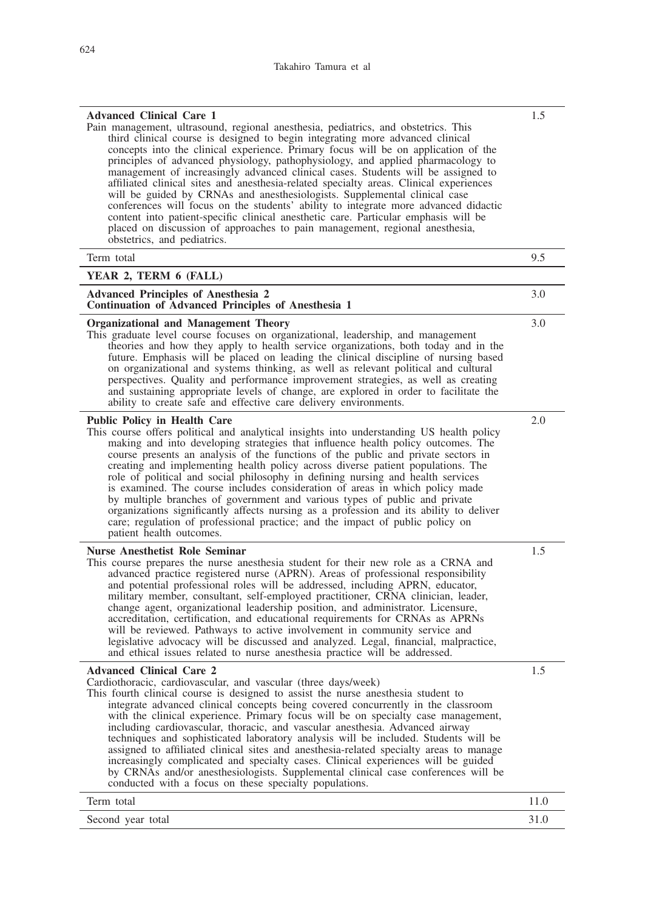| | |
|---|---|
| **Advanced Clinical Care 1**<br>Pain management, ultrasound, regional anesthesia, pediatrics, and obstetrics. This third clinical course is designed to begin integrating more advanced clinical concepts into the clinical experience. Primary focus will be on application of the principles of advanced physiology, pathophysiology, and applied pharmacology to management of increasingly advanced clinical cases. Students will be assigned to affiliated clinical sites and anesthesia-related specialty areas. Clinical experiences will be guided by CRNAs and anesthesiologists. Supplemental clinical case conferences will focus on the students' ability to integrate more advanced didactic content into patient-specific clinical anesthetic care. Particular emphasis will be placed on discussion of approaches to pain management, regional anesthesia, obstetrics, and pediatrics. | 1.5 |
| Term total | 9.5 |
| **YEAR 2, TERM 6 (FALL)** | |
| **Advanced Principles of Anesthesia 2**<br>**Continuation of Advanced Principles of Anesthesia 1** | 3.0 |
| **Organizational and Management Theory**<br>This graduate level course focuses on organizational, leadership, and management theories and how they apply to health service organizations, both today and in the future. Emphasis will be placed on leading the clinical discipline of nursing based on organizational and systems thinking, as well as relevant political and cultural perspectives. Quality and performance improvement strategies, as well as creating and sustaining appropriate levels of change, are explored in order to facilitate the ability to create safe and effective care delivery environments. | 3.0 |
| **Public Policy in Health Care**<br>This course offers political and analytical insights into understanding US health policy making and into developing strategies that influence health policy outcomes. The course presents an analysis of the functions of the public and private sectors in creating and implementing health policy across diverse patient populations. The role of political and social philosophy in defining nursing and health services is examined. The course includes consideration of areas in which policy made by multiple branches of government and various types of public and private organizations significantly affects nursing as a profession and its ability to deliver care; regulation of professional practice; and the impact of public policy on patient health outcomes. | 2.0 |
| **Nurse Anesthetist Role Seminar**<br>This course prepares the nurse anesthesia student for their new role as a CRNA and advanced practice registered nurse (APRN). Areas of professional responsibility and potential professional roles will be addressed, including APRN, educator, military member, consultant, self-employed practitioner, CRNA clinician, leader, change agent, organizational leadership position, and administrator. Licensure, accreditation, certification, and educational requirements for CRNAs as APRNs will be reviewed. Pathways to active involvement in community service and legislative advocacy will be discussed and analyzed. Legal, financial, malpractice, and ethical issues related to nurse anesthesia practice will be addressed. | 1.5 |
| **Advanced Clinical Care 2**<br>Cardiothoracic, cardiovascular, and vascular (three days/week)<br>This fourth clinical course is designed to assist the nurse anesthesia student to integrate advanced clinical concepts being covered concurrently in the classroom with the clinical experience. Primary focus will be on specialty case management, including cardiovascular, thoracic, and vascular anesthesia. Advanced airway techniques and sophisticated laboratory analysis will be included. Students will be assigned to affiliated clinical sites and anesthesia-related specialty areas to manage increasingly complicated and specialty cases. Clinical experiences will be guided by CRNAs and/or anesthesiologists. Supplemental clinical case conferences will be conducted with a focus on these specialty populations. | 1.5 |
| Term total | 11.0 |
| Second year total | 31.0 |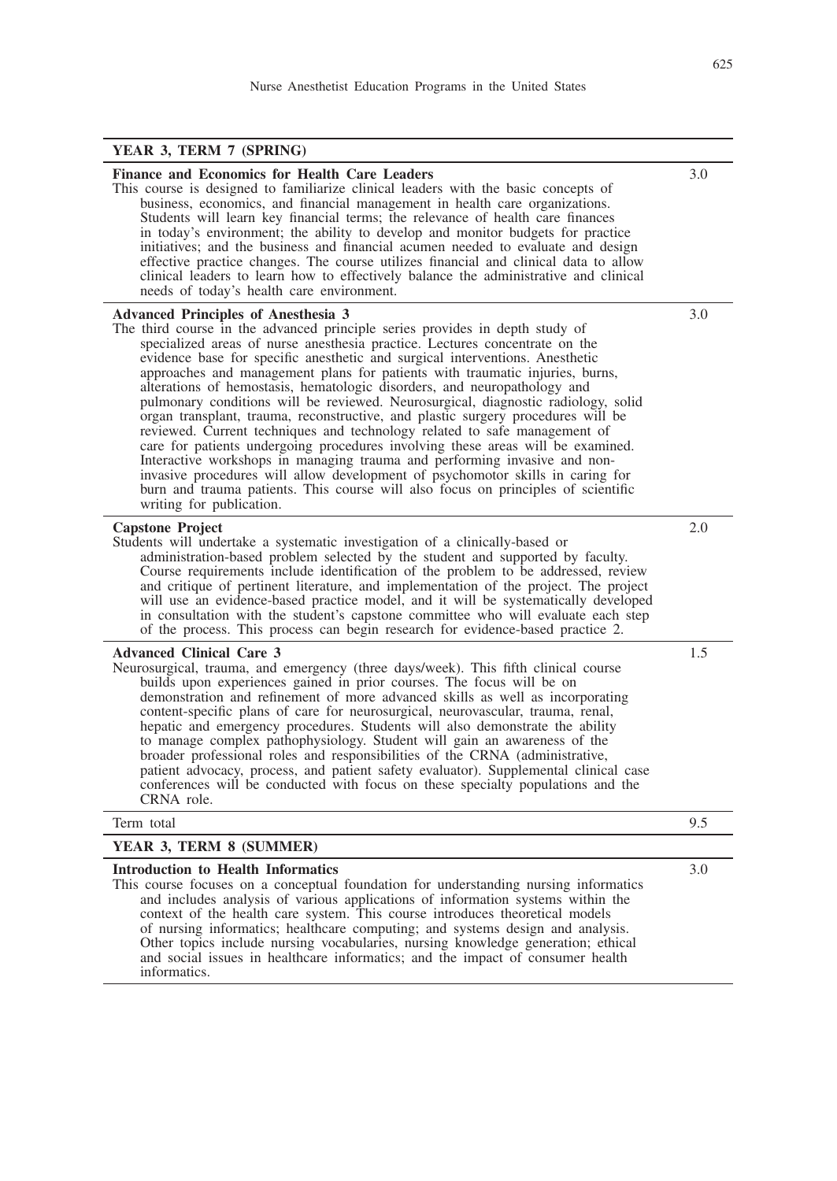| YEAR 3, TERM 7 (SPRING) | |
|---|---|
| **Finance and Economics for Health Care Leaders**<br>This course is designed to familiarize clinical leaders with the basic concepts of business, economics, and financial management in health care organizations. Students will learn key financial terms; the relevance of health care finances in today's environment; the ability to develop and monitor budgets for practice initiatives; and the business and financial acumen needed to evaluate and design effective practice changes. The course utilizes financial and clinical data to allow clinical leaders to learn how to effectively balance the administrative and clinical needs of today's health care environment. | 3.0 |
| **Advanced Principles of Anesthesia 3**<br>The third course in the advanced principle series provides in depth study of specialized areas of nurse anesthesia practice. Lectures concentrate on the evidence base for specific anesthetic and surgical interventions. Anesthetic approaches and management plans for patients with traumatic injuries, burns, alterations of hemostasis, hematologic disorders, and neuropathology and pulmonary conditions will be reviewed. Neurosurgical, diagnostic radiology, solid organ transplant, trauma, reconstructive, and plastic surgery procedures will be reviewed. Current techniques and technology related to safe management of care for patients undergoing procedures involving these areas will be examined. Interactive workshops in managing trauma and performing invasive and non-invasive procedures will allow development of psychomotor skills in caring for burn and trauma patients. This course will also focus on principles of scientific writing for publication. | 3.0 |
| **Capstone Project**<br>Students will undertake a systematic investigation of a clinically-based or administration-based problem selected by the student and supported by faculty. Course requirements include identification of the problem to be addressed, review and critique of pertinent literature, and implementation of the project. The project will use an evidence-based practice model, and it will be systematically developed in consultation with the student's capstone committee who will evaluate each step of the process. This process can begin research for evidence-based practice 2. | 2.0 |
| **Advanced Clinical Care 3**<br>Neurosurgical, trauma, and emergency (three days/week). This fifth clinical course builds upon experiences gained in prior courses. The focus will be on demonstration and refinement of more advanced skills as well as incorporating content-specific plans of care for neurosurgical, neurovascular, trauma, renal, hepatic and emergency procedures. Students will also demonstrate the ability to manage complex pathophysiology. Student will gain an awareness of the broader professional roles and responsibilities of the CRNA (administrative, patient advocacy, process, and patient safety evaluator). Supplemental clinical case conferences will be conducted with focus on these specialty populations and the CRNA role. | 1.5 |
| Term total | 9.5 |
| **YEAR 3, TERM 8 (SUMMER)** | |
| **Introduction to Health Informatics**<br>This course focuses on a conceptual foundation for understanding nursing informatics and includes analysis of various applications of information systems within the context of the health care system. This course introduces theoretical models of nursing informatics; healthcare computing; and systems design and analysis. Other topics include nursing vocabularies, nursing knowledge generation; ethical and social issues in healthcare informatics; and the impact of consumer health informatics. | 3.0 |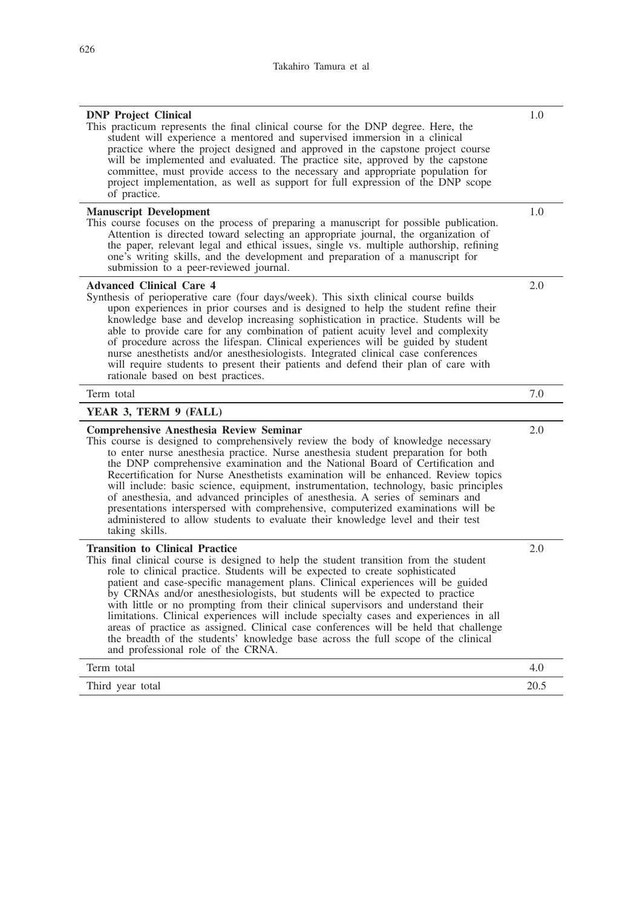| | |
|---|---|
| **DNP Project Clinical**<br>This practicum represents the final clinical course for the DNP degree. Here, the student will experience a mentored and supervised immersion in a clinical practice where the project designed and approved in the capstone project course will be implemented and evaluated. The practice site, approved by the capstone committee, must provide access to the necessary and appropriate population for project implementation, as well as support for full expression of the DNP scope of practice. | 1.0 |
| **Manuscript Development**<br>This course focuses on the process of preparing a manuscript for possible publication. Attention is directed toward selecting an appropriate journal, the organization of the paper, relevant legal and ethical issues, single vs. multiple authorship, refining one's writing skills, and the development and preparation of a manuscript for submission to a peer-reviewed journal. | 1.0 |
| **Advanced Clinical Care 4**<br>Synthesis of perioperative care (four days/week). This sixth clinical course builds upon experiences in prior courses and is designed to help the student refine their knowledge base and develop increasing sophistication in practice. Students will be able to provide care for any combination of patient acuity level and complexity of procedure across the lifespan. Clinical experiences will be guided by student nurse anesthetists and/or anesthesiologists. Integrated clinical case conferences will require students to present their patients and defend their plan of care with rationale based on best practices. | 2.0 |
| Term total | 7.0 |
| **YEAR 3, TERM 9 (FALL)** | |
| **Comprehensive Anesthesia Review Seminar**<br>This course is designed to comprehensively review the body of knowledge necessary to enter nurse anesthesia practice. Nurse anesthesia student preparation for both the DNP comprehensive examination and the National Board of Certification and Recertification for Nurse Anesthetists examination will be enhanced. Review topics will include: basic science, equipment, instrumentation, technology, basic principles of anesthesia, and advanced principles of anesthesia. A series of seminars and presentations interspersed with comprehensive, computerized examinations will be administered to allow students to evaluate their knowledge level and their test taking skills. | 2.0 |
| **Transition to Clinical Practice**<br>This final clinical course is designed to help the student transition from the student role to clinical practice. Students will be expected to create sophisticated patient and case-specific management plans. Clinical experiences will be guided by CRNAs and/or anesthesiologists, but students will be expected to practice with little or no prompting from their clinical supervisors and understand their limitations. Clinical experiences will include specialty cases and experiences in all areas of practice as assigned. Clinical case conferences will be held that challenge the breadth of the students' knowledge base across the full scope of the clinical and professional role of the CRNA. | 2.0 |
| Term total | 4.0 |
| Third year total | 20.5 |